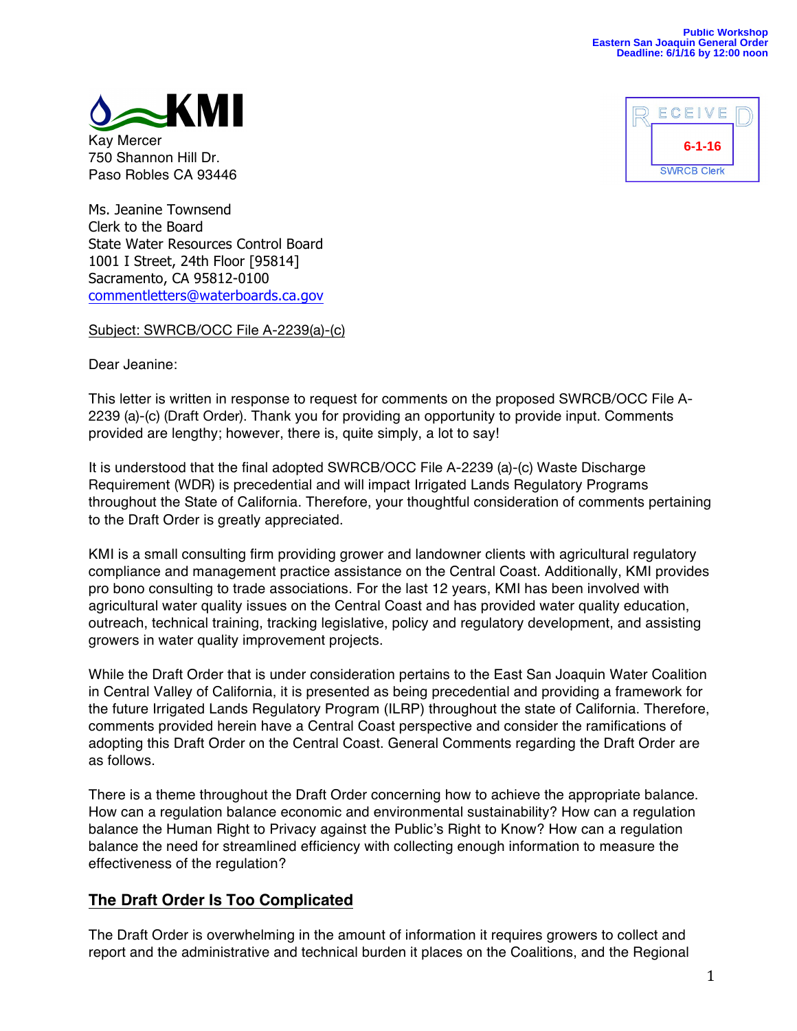Public Workshop
Eastern San Joaquin General Order
Deadline: 6/1/16 by 12:00 noon

KMI

RECEIVED
6-1-16
SWRCB Clerk

Kay Mercer
750 Shannon Hill Dr.
Paso Robles CA 93446

Ms. Jeanine Townsend
Clerk to the Board
State Water Resources Control Board
1001 I Street, 24th Floor [95814]
Sacramento, CA 95812-0100
commentletters@waterboards.ca.gov

Subject: SWRCB/OCC File A-2239(a)-(c)

Dear Jeanine:

This letter is written in response to request for comments on the proposed SWRCB/OCC File A-2239 (a)-(c) (Draft Order). Thank you for providing an opportunity to provide input. Comments provided are lengthy; however, there is, quite simply, a lot to say!

It is understood that the final adopted SWRCB/OCC File A-2239 (a)-(c) Waste Discharge Requirement (WDR) is precedential and will impact Irrigated Lands Regulatory Programs throughout the State of California. Therefore, your thoughtful consideration of comments pertaining to the Draft Order is greatly appreciated.

KMI is a small consulting firm providing grower and landowner clients with agricultural regulatory compliance and management practice assistance on the Central Coast. Additionally, KMI provides pro bono consulting to trade associations. For the last 12 years, KMI has been involved with agricultural water quality issues on the Central Coast and has provided water quality education, outreach, technical training, tracking legislative, policy and regulatory development, and assisting growers in water quality improvement projects.

While the Draft Order that is under consideration pertains to the East San Joaquin Water Coalition in Central Valley of California, it is presented as being precedential and providing a framework for the future Irrigated Lands Regulatory Program (ILRP) throughout the state of California. Therefore, comments provided herein have a Central Coast perspective and consider the ramifications of adopting this Draft Order on the Central Coast. General Comments regarding the Draft Order are as follows.

There is a theme throughout the Draft Order concerning how to achieve the appropriate balance. How can a regulation balance economic and environmental sustainability? How can a regulation balance the Human Right to Privacy against the Public's Right to Know? How can a regulation balance the need for streamlined efficiency with collecting enough information to measure the effectiveness of the regulation?

## The Draft Order Is Too Complicated

The Draft Order is overwhelming in the amount of information it requires growers to collect and report and the administrative and technical burden it places on the Coalitions, and the Regional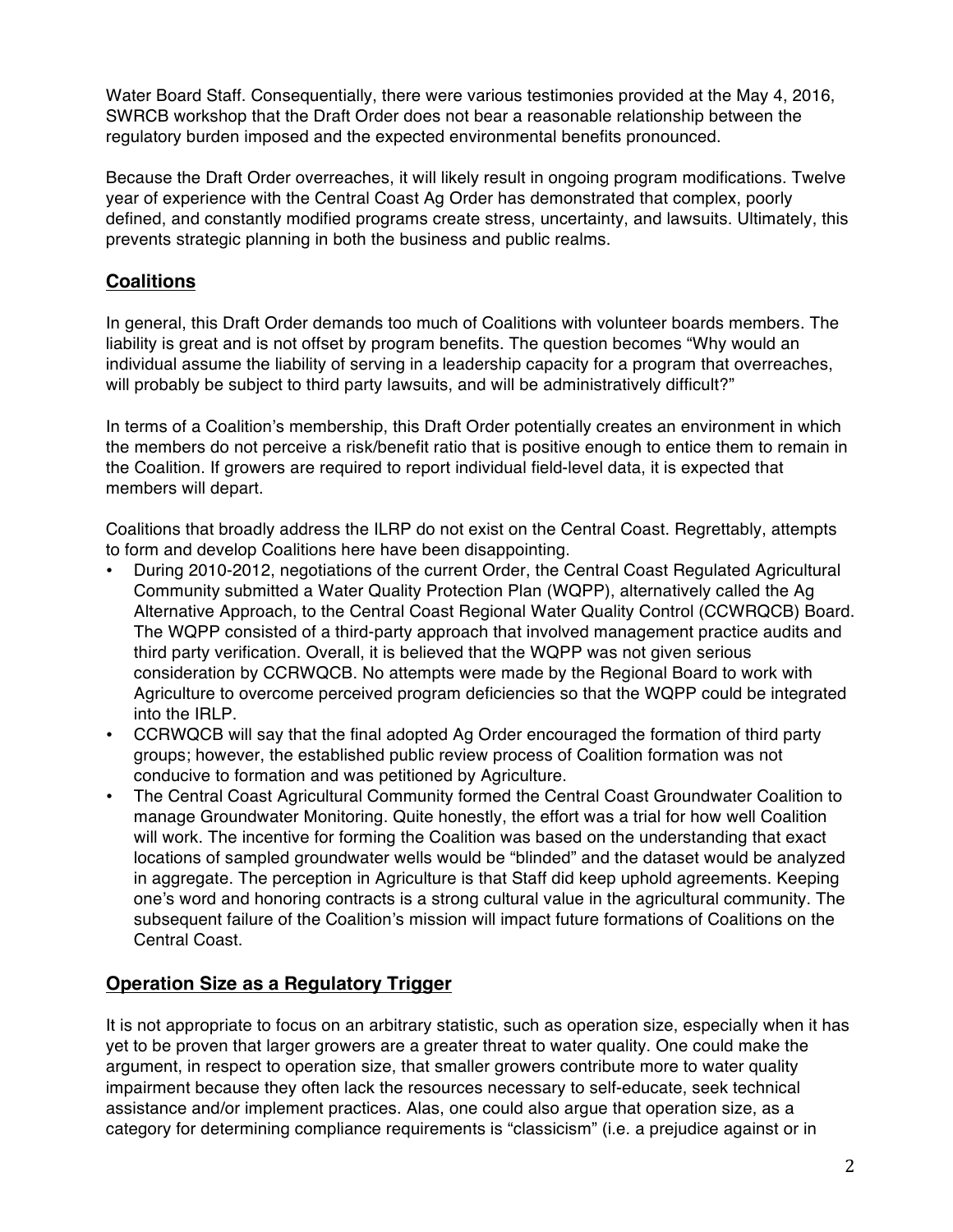Water Board Staff. Consequentially, there were various testimonies provided at the May 4, 2016, SWRCB workshop that the Draft Order does not bear a reasonable relationship between the regulatory burden imposed and the expected environmental benefits pronounced.

Because the Draft Order overreaches, it will likely result in ongoing program modifications. Twelve year of experience with the Central Coast Ag Order has demonstrated that complex, poorly defined, and constantly modified programs create stress, uncertainty, and lawsuits. Ultimately, this prevents strategic planning in both the business and public realms.

## **Coalitions**

In general, this Draft Order demands too much of Coalitions with volunteer boards members. The liability is great and is not offset by program benefits. The question becomes "Why would an individual assume the liability of serving in a leadership capacity for a program that overreaches, will probably be subject to third party lawsuits, and will be administratively difficult?"

In terms of a Coalition's membership, this Draft Order potentially creates an environment in which the members do not perceive a risk/benefit ratio that is positive enough to entice them to remain in the Coalition. If growers are required to report individual field-level data, it is expected that members will depart.

Coalitions that broadly address the ILRP do not exist on the Central Coast. Regrettably, attempts to form and develop Coalitions here have been disappointing.

- During 2010-2012, negotiations of the current Order, the Central Coast Regulated Agricultural Community submitted a Water Quality Protection Plan (WQPP), alternatively called the Ag Alternative Approach, to the Central Coast Regional Water Quality Control (CCWRQCB) Board. The WQPP consisted of a third-party approach that involved management practice audits and third party verification. Overall, it is believed that the WQPP was not given serious consideration by CCRWQCB. No attempts were made by the Regional Board to work with Agriculture to overcome perceived program deficiencies so that the WQPP could be integrated into the IRLP.
- CCRWQCB will say that the final adopted Ag Order encouraged the formation of third party groups; however, the established public review process of Coalition formation was not conducive to formation and was petitioned by Agriculture.
- The Central Coast Agricultural Community formed the Central Coast Groundwater Coalition to manage Groundwater Monitoring. Quite honestly, the effort was a trial for how well Coalition will work. The incentive for forming the Coalition was based on the understanding that exact locations of sampled groundwater wells would be "blinded" and the dataset would be analyzed in aggregate. The perception in Agriculture is that Staff did keep uphold agreements. Keeping one's word and honoring contracts is a strong cultural value in the agricultural community. The subsequent failure of the Coalition's mission will impact future formations of Coalitions on the Central Coast.

## **Operation Size as a Regulatory Trigger**

It is not appropriate to focus on an arbitrary statistic, such as operation size, especially when it has yet to be proven that larger growers are a greater threat to water quality. One could make the argument, in respect to operation size, that smaller growers contribute more to water quality impairment because they often lack the resources necessary to self-educate, seek technical assistance and/or implement practices. Alas, one could also argue that operation size, as a category for determining compliance requirements is "classicism" (i.e. a prejudice against or in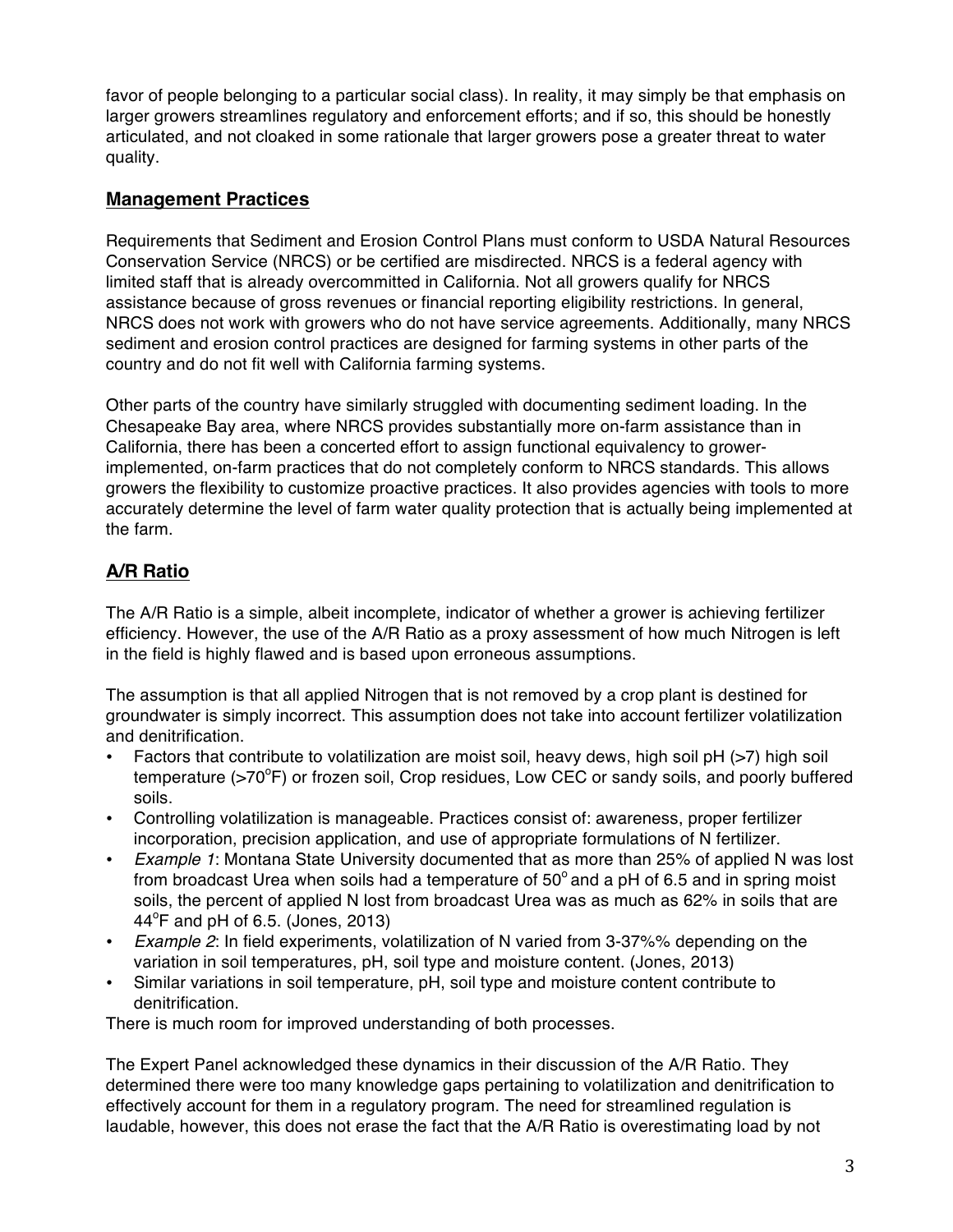favor of people belonging to a particular social class). In reality, it may simply be that emphasis on larger growers streamlines regulatory and enforcement efforts; and if so, this should be honestly articulated, and not cloaked in some rationale that larger growers pose a greater threat to water quality.

## Management Practices

Requirements that Sediment and Erosion Control Plans must conform to USDA Natural Resources Conservation Service (NRCS) or be certified are misdirected. NRCS is a federal agency with limited staff that is already overcommitted in California. Not all growers qualify for NRCS assistance because of gross revenues or financial reporting eligibility restrictions. In general, NRCS does not work with growers who do not have service agreements. Additionally, many NRCS sediment and erosion control practices are designed for farming systems in other parts of the country and do not fit well with California farming systems.

Other parts of the country have similarly struggled with documenting sediment loading. In the Chesapeake Bay area, where NRCS provides substantially more on-farm assistance than in California, there has been a concerted effort to assign functional equivalency to grower-implemented, on-farm practices that do not completely conform to NRCS standards. This allows growers the flexibility to customize proactive practices. It also provides agencies with tools to more accurately determine the level of farm water quality protection that is actually being implemented at the farm.

## A/R Ratio

The A/R Ratio is a simple, albeit incomplete, indicator of whether a grower is achieving fertilizer efficiency. However, the use of the A/R Ratio as a proxy assessment of how much Nitrogen is left in the field is highly flawed and is based upon erroneous assumptions.

The assumption is that all applied Nitrogen that is not removed by a crop plant is destined for groundwater is simply incorrect. This assumption does not take into account fertilizer volatilization and denitrification.

- Factors that contribute to volatilization are moist soil, heavy dews, high soil pH (>7) high soil temperature (>70°F) or frozen soil, Crop residues, Low CEC or sandy soils, and poorly buffered soils.
- Controlling volatilization is manageable. Practices consist of: awareness, proper fertilizer incorporation, precision application, and use of appropriate formulations of N fertilizer.
- *Example 1*: Montana State University documented that as more than 25% of applied N was lost from broadcast Urea when soils had a temperature of 50° and a pH of 6.5 and in spring moist soils, the percent of applied N lost from broadcast Urea was as much as 62% in soils that are 44°F and pH of 6.5. (Jones, 2013)
- *Example 2*: In field experiments, volatilization of N varied from 3-37%% depending on the variation in soil temperatures, pH, soil type and moisture content. (Jones, 2013)
- Similar variations in soil temperature, pH, soil type and moisture content contribute to denitrification.

There is much room for improved understanding of both processes.

The Expert Panel acknowledged these dynamics in their discussion of the A/R Ratio. They determined there were too many knowledge gaps pertaining to volatilization and denitrification to effectively account for them in a regulatory program. The need for streamlined regulation is laudable, however, this does not erase the fact that the A/R Ratio is overestimating load by not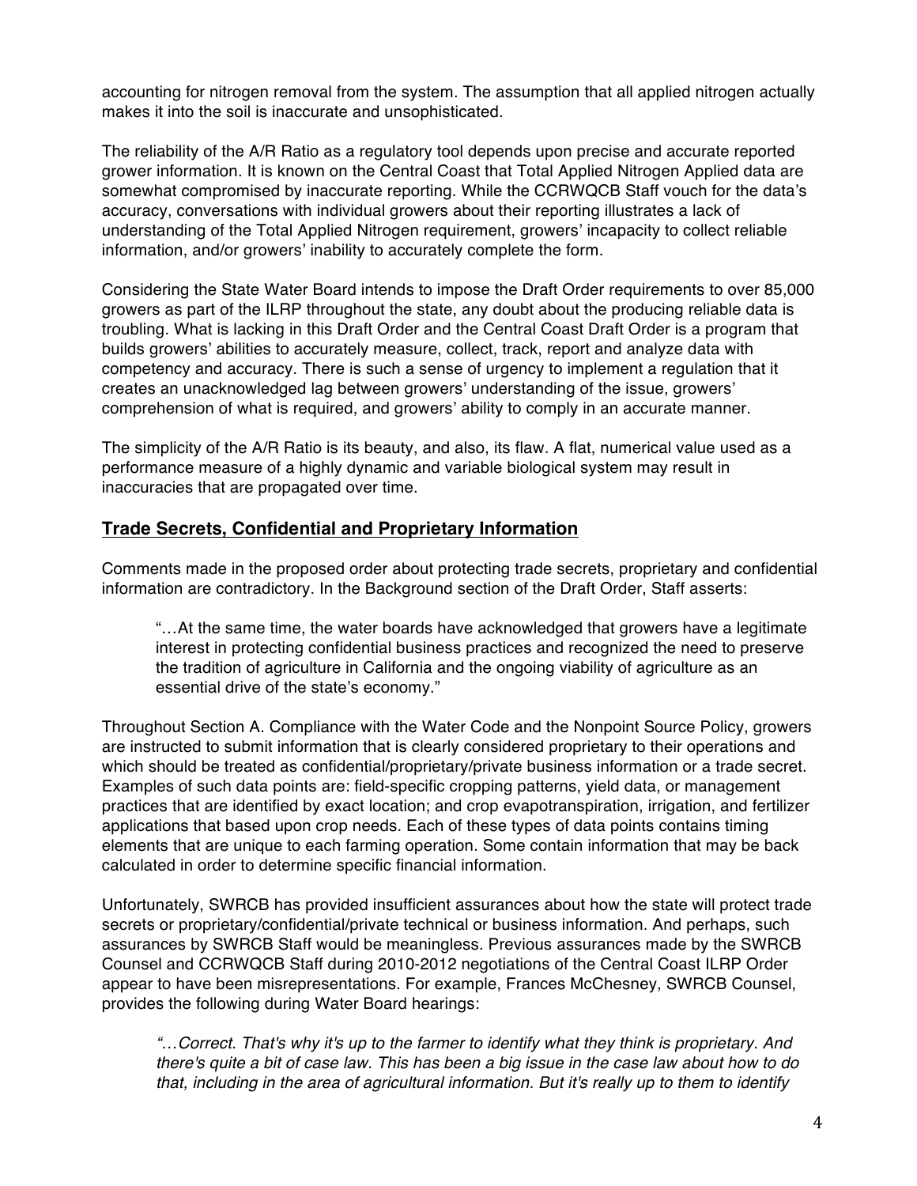accounting for nitrogen removal from the system. The assumption that all applied nitrogen actually makes it into the soil is inaccurate and unsophisticated.

The reliability of the A/R Ratio as a regulatory tool depends upon precise and accurate reported grower information. It is known on the Central Coast that Total Applied Nitrogen Applied data are somewhat compromised by inaccurate reporting. While the CCRWQCB Staff vouch for the data's accuracy, conversations with individual growers about their reporting illustrates a lack of understanding of the Total Applied Nitrogen requirement, growers' incapacity to collect reliable information, and/or growers' inability to accurately complete the form.

Considering the State Water Board intends to impose the Draft Order requirements to over 85,000 growers as part of the ILRP throughout the state, any doubt about the producing reliable data is troubling. What is lacking in this Draft Order and the Central Coast Draft Order is a program that builds growers' abilities to accurately measure, collect, track, report and analyze data with competency and accuracy. There is such a sense of urgency to implement a regulation that it creates an unacknowledged lag between growers' understanding of the issue, growers' comprehension of what is required, and growers' ability to comply in an accurate manner.

The simplicity of the A/R Ratio is its beauty, and also, its flaw. A flat, numerical value used as a performance measure of a highly dynamic and variable biological system may result in inaccuracies that are propagated over time.

## Trade Secrets, Confidential and Proprietary Information

Comments made in the proposed order about protecting trade secrets, proprietary and confidential information are contradictory. In the Background section of the Draft Order, Staff asserts:

> "…At the same time, the water boards have acknowledged that growers have a legitimate interest in protecting confidential business practices and recognized the need to preserve the tradition of agriculture in California and the ongoing viability of agriculture as an essential drive of the state's economy."

Throughout Section A. Compliance with the Water Code and the Nonpoint Source Policy, growers are instructed to submit information that is clearly considered proprietary to their operations and which should be treated as confidential/proprietary/private business information or a trade secret. Examples of such data points are: field-specific cropping patterns, yield data, or management practices that are identified by exact location; and crop evapotranspiration, irrigation, and fertilizer applications that based upon crop needs. Each of these types of data points contains timing elements that are unique to each farming operation. Some contain information that may be back calculated in order to determine specific financial information.

Unfortunately, SWRCB has provided insufficient assurances about how the state will protect trade secrets or proprietary/confidential/private technical or business information. And perhaps, such assurances by SWRCB Staff would be meaningless. Previous assurances made by the SWRCB Counsel and CCRWQCB Staff during 2010-2012 negotiations of the Central Coast ILRP Order appear to have been misrepresentations. For example, Frances McChesney, SWRCB Counsel, provides the following during Water Board hearings:

> *"…Correct. That's why it's up to the farmer to identify what they think is proprietary. And there's quite a bit of case law. This has been a big issue in the case law about how to do that, including in the area of agricultural information. But it's really up to them to identify*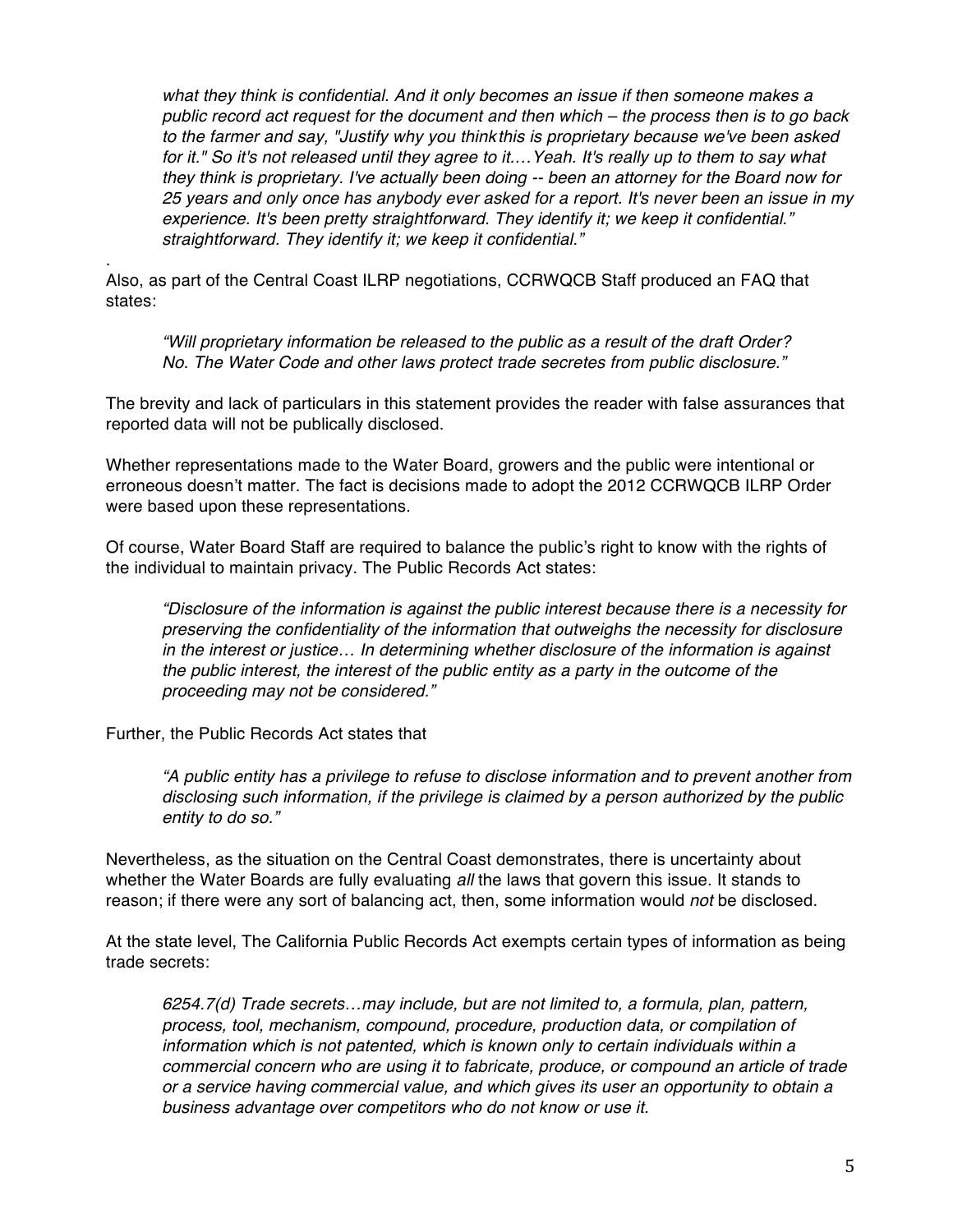*what they think is confidential. And it only becomes an issue if then someone makes a public record act request for the document and then which – the process then is to go back to the farmer and say, "Justify why you thinkthis is proprietary because we've been asked for it." So it's not released until they agree to it.…Yeah. It's really up to them to say what they think is proprietary. I've actually been doing -- been an attorney for the Board now for 25 years and only once has anybody ever asked for a report. It's never been an issue in my experience. It's been pretty straightforward. They identify it; we keep it confidential." straightforward. They identify it; we keep it confidential."*

.

Also, as part of the Central Coast ILRP negotiations, CCRWQCB Staff produced an FAQ that states:

> *"Will proprietary information be released to the public as a result of the draft Order? No. The Water Code and other laws protect trade secretes from public disclosure."*

The brevity and lack of particulars in this statement provides the reader with false assurances that reported data will not be publically disclosed.

Whether representations made to the Water Board, growers and the public were intentional or erroneous doesn't matter. The fact is decisions made to adopt the 2012 CCRWQCB ILRP Order were based upon these representations.

Of course, Water Board Staff are required to balance the public's right to know with the rights of the individual to maintain privacy. The Public Records Act states:

> *"Disclosure of the information is against the public interest because there is a necessity for preserving the confidentiality of the information that outweighs the necessity for disclosure in the interest or justice… In determining whether disclosure of the information is against the public interest, the interest of the public entity as a party in the outcome of the proceeding may not be considered."*

Further, the Public Records Act states that

> *"A public entity has a privilege to refuse to disclose information and to prevent another from disclosing such information, if the privilege is claimed by a person authorized by the public entity to do so."*

Nevertheless, as the situation on the Central Coast demonstrates, there is uncertainty about whether the Water Boards are fully evaluating *all* the laws that govern this issue. It stands to reason; if there were any sort of balancing act, then, some information would *not* be disclosed.

At the state level, The California Public Records Act exempts certain types of information as being trade secrets:

> *6254.7(d) Trade secrets…may include, but are not limited to, a formula, plan, pattern, process, tool, mechanism, compound, procedure, production data, or compilation of information which is not patented, which is known only to certain individuals within a commercial concern who are using it to fabricate, produce, or compound an article of trade or a service having commercial value, and which gives its user an opportunity to obtain a business advantage over competitors who do not know or use it.*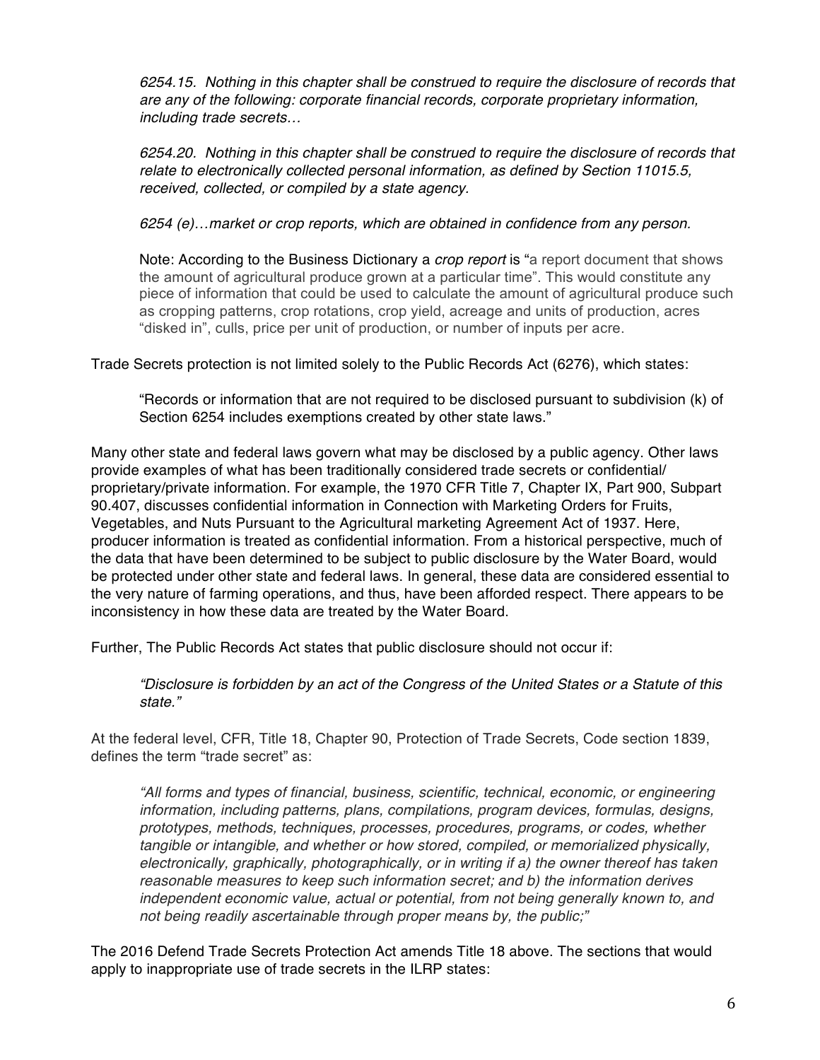> *6254.15. Nothing in this chapter shall be construed to require the disclosure of records that are any of the following: corporate financial records, corporate proprietary information, including trade secrets…*
>
> *6254.20. Nothing in this chapter shall be construed to require the disclosure of records that relate to electronically collected personal information, as defined by Section 11015.5, received, collected, or compiled by a state agency.*
>
> *6254 (e)…market or crop reports, which are obtained in confidence from any person.*
>
> Note: According to the Business Dictionary a *crop report* is "a report document that shows the amount of agricultural produce grown at a particular time". This would constitute any piece of information that could be used to calculate the amount of agricultural produce such as cropping patterns, crop rotations, crop yield, acreage and units of production, acres "disked in", culls, price per unit of production, or number of inputs per acre.

Trade Secrets protection is not limited solely to the Public Records Act (6276), which states:

> "Records or information that are not required to be disclosed pursuant to subdivision (k) of Section 6254 includes exemptions created by other state laws."

Many other state and federal laws govern what may be disclosed by a public agency. Other laws provide examples of what has been traditionally considered trade secrets or confidential/ proprietary/private information. For example, the 1970 CFR Title 7, Chapter IX, Part 900, Subpart 90.407, discusses confidential information in Connection with Marketing Orders for Fruits, Vegetables, and Nuts Pursuant to the Agricultural marketing Agreement Act of 1937. Here, producer information is treated as confidential information. From a historical perspective, much of the data that have been determined to be subject to public disclosure by the Water Board, would be protected under other state and federal laws. In general, these data are considered essential to the very nature of farming operations, and thus, have been afforded respect. There appears to be inconsistency in how these data are treated by the Water Board.

Further, The Public Records Act states that public disclosure should not occur if:

> *"Disclosure is forbidden by an act of the Congress of the United States or a Statute of this state."*

At the federal level, CFR, Title 18, Chapter 90, Protection of Trade Secrets, Code section 1839, defines the term "trade secret" as:

> *"All forms and types of financial, business, scientific, technical, economic, or engineering information, including patterns, plans, compilations, program devices, formulas, designs, prototypes, methods, techniques, processes, procedures, programs, or codes, whether tangible or intangible, and whether or how stored, compiled, or memorialized physically, electronically, graphically, photographically, or in writing if a) the owner thereof has taken reasonable measures to keep such information secret; and b) the information derives independent economic value, actual or potential, from not being generally known to, and not being readily ascertainable through proper means by, the public;"*

The 2016 Defend Trade Secrets Protection Act amends Title 18 above. The sections that would apply to inappropriate use of trade secrets in the ILRP states: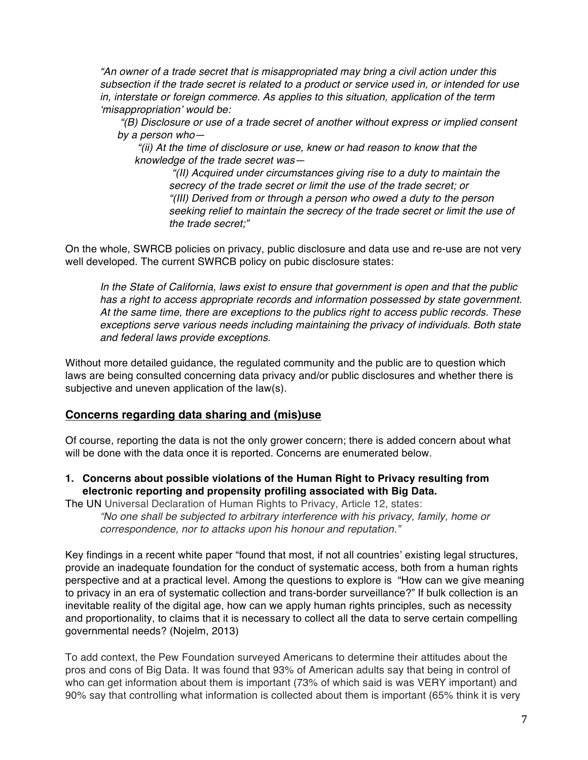*"An owner of a trade secret that is misappropriated may bring a civil action under this subsection if the trade secret is related to a product or service used in, or intended for use in, interstate or foreign commerce. As applies to this situation, application of the term 'misappropriation' would be:*

> *"(B) Disclosure or use of a trade secret of another without express or implied consent by a person who—*
>
> > *"(ii) At the time of disclosure or use, knew or had reason to know that the knowledge of the trade secret was—*
> >
> > > *"(II) Acquired under circumstances giving rise to a duty to maintain the secrecy of the trade secret or limit the use of the trade secret; or*
> > > *"(III) Derived from or through a person who owed a duty to the person seeking relief to maintain the secrecy of the trade secret or limit the use of the trade secret;"*

On the whole, SWRCB policies on privacy, public disclosure and data use and re-use are not very well developed. The current SWRCB policy on pubic disclosure states:

> *In the State of California, laws exist to ensure that government is open and that the public has a right to access appropriate records and information possessed by state government. At the same time, there are exceptions to the publics right to access public records. These exceptions serve various needs including maintaining the privacy of individuals. Both state and federal laws provide exceptions.*

Without more detailed guidance, the regulated community and the public are to question which laws are being consulted concerning data privacy and/or public disclosures and whether there is subjective and uneven application of the law(s).

## Concerns regarding data sharing and (mis)use

Of course, reporting the data is not the only grower concern; there is added concern about what will be done with the data once it is reported. Concerns are enumerated below.

**1. Concerns about possible violations of the Human Right to Privacy resulting from electronic reporting and propensity profiling associated with Big Data.**

The UN Universal Declaration of Human Rights to Privacy, Article 12, states:

> *"No one shall be subjected to arbitrary interference with his privacy, family, home or correspondence, nor to attacks upon his honour and reputation."*

Key findings in a recent white paper "found that most, if not all countries' existing legal structures, provide an inadequate foundation for the conduct of systematic access, both from a human rights perspective and at a practical level. Among the questions to explore is "How can we give meaning to privacy in an era of systematic collection and trans-border surveillance?" If bulk collection is an inevitable reality of the digital age, how can we apply human rights principles, such as necessity and proportionality, to claims that it is necessary to collect all the data to serve certain compelling governmental needs? (Nojelm, 2013)

To add context, the Pew Foundation surveyed Americans to determine their attitudes about the pros and cons of Big Data. It was found that 93% of American adults say that being in control of who can get information about them is important (73% of which said is was VERY important) and 90% say that controlling what information is collected about them is important (65% think it is very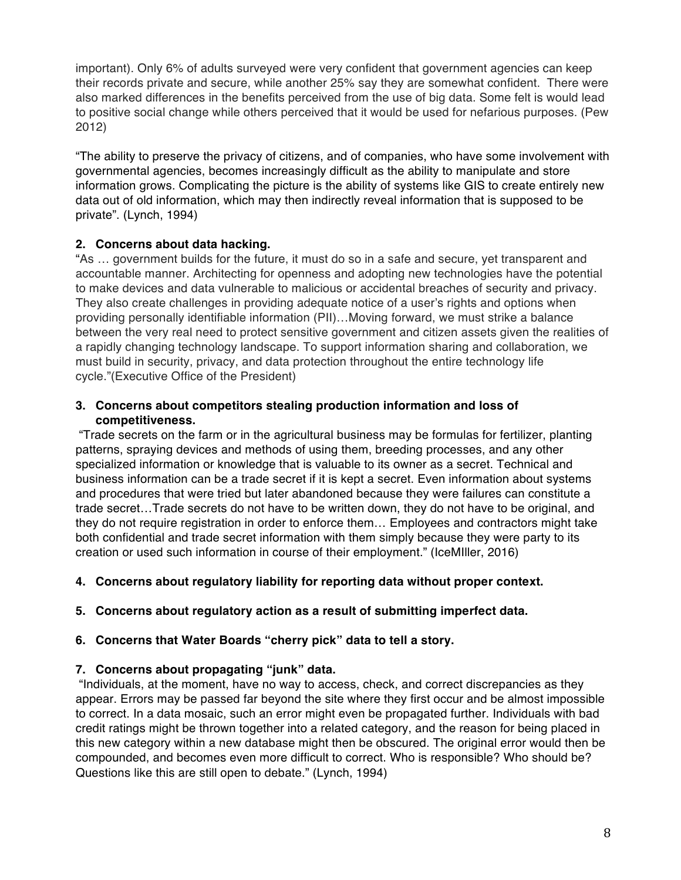important). Only 6% of adults surveyed were very confident that government agencies can keep their records private and secure, while another 25% say they are somewhat confident. There were also marked differences in the benefits perceived from the use of big data. Some felt is would lead to positive social change while others perceived that it would be used for nefarious purposes. (Pew 2012)

"The ability to preserve the privacy of citizens, and of companies, who have some involvement with governmental agencies, becomes increasingly difficult as the ability to manipulate and store information grows. Complicating the picture is the ability of systems like GIS to create entirely new data out of old information, which may then indirectly reveal information that is supposed to be private". (Lynch, 1994)

**2. Concerns about data hacking.**

"As … government builds for the future, it must do so in a safe and secure, yet transparent and accountable manner. Architecting for openness and adopting new technologies have the potential to make devices and data vulnerable to malicious or accidental breaches of security and privacy. They also create challenges in providing adequate notice of a user's rights and options when providing personally identifiable information (PII)…Moving forward, we must strike a balance between the very real need to protect sensitive government and citizen assets given the realities of a rapidly changing technology landscape. To support information sharing and collaboration, we must build in security, privacy, and data protection throughout the entire technology life cycle."(Executive Office of the President)

**3. Concerns about competitors stealing production information and loss of competitiveness.**

"Trade secrets on the farm or in the agricultural business may be formulas for fertilizer, planting patterns, spraying devices and methods of using them, breeding processes, and any other specialized information or knowledge that is valuable to its owner as a secret. Technical and business information can be a trade secret if it is kept a secret. Even information about systems and procedures that were tried but later abandoned because they were failures can constitute a trade secret…Trade secrets do not have to be written down, they do not have to be original, and they do not require registration in order to enforce them… Employees and contractors might take both confidential and trade secret information with them simply because they were party to its creation or used such information in course of their employment." (IceMIller, 2016)

**4. Concerns about regulatory liability for reporting data without proper context.**

**5. Concerns about regulatory action as a result of submitting imperfect data.**

**6. Concerns that Water Boards "cherry pick" data to tell a story.**

**7. Concerns about propagating "junk" data.**

"Individuals, at the moment, have no way to access, check, and correct discrepancies as they appear. Errors may be passed far beyond the site where they first occur and be almost impossible to correct. In a data mosaic, such an error might even be propagated further. Individuals with bad credit ratings might be thrown together into a related category, and the reason for being placed in this new category within a new database might then be obscured. The original error would then be compounded, and becomes even more difficult to correct. Who is responsible? Who should be? Questions like this are still open to debate." (Lynch, 1994)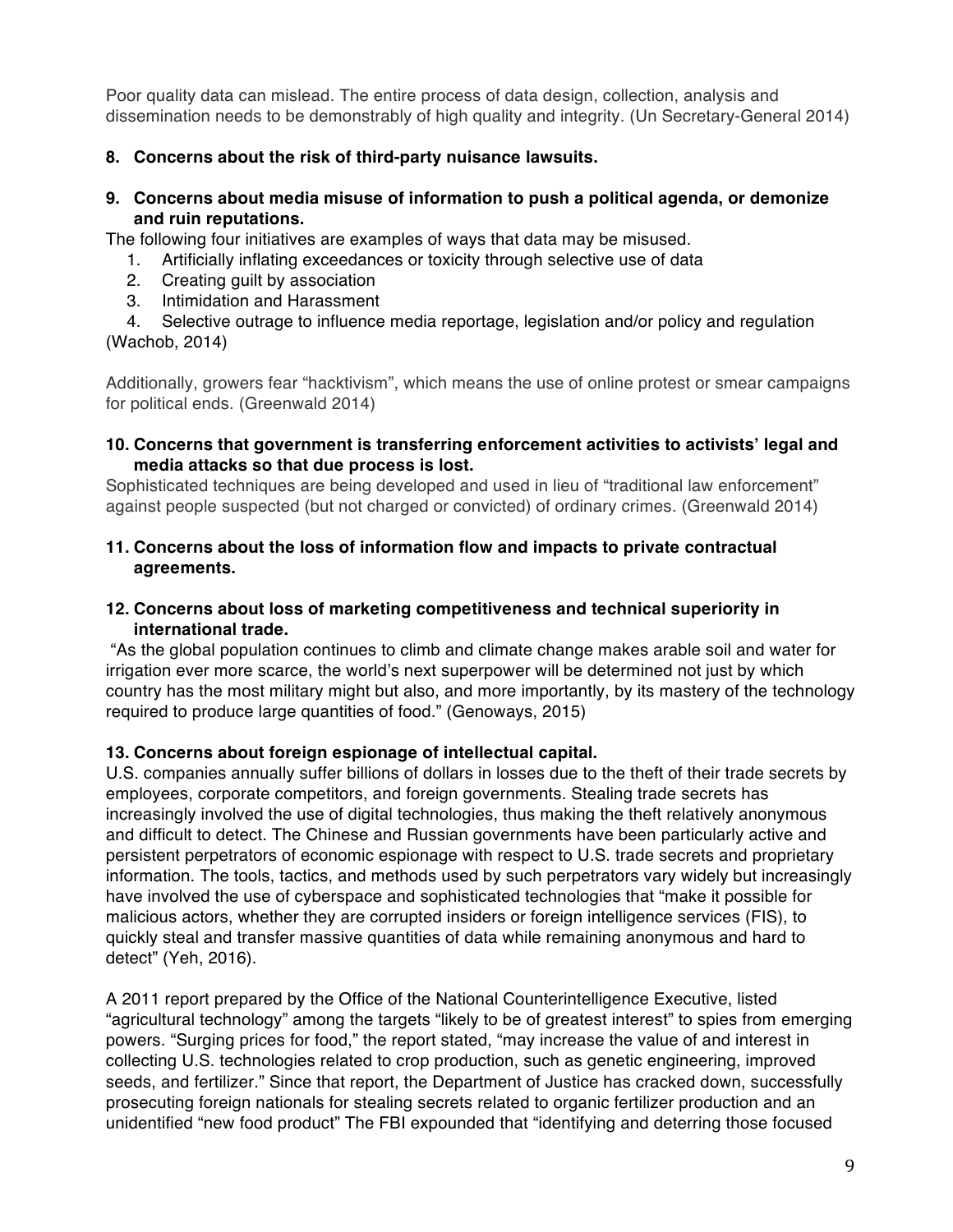Poor quality data can mislead. The entire process of data design, collection, analysis and dissemination needs to be demonstrably of high quality and integrity. (Un Secretary-General 2014)

**8. Concerns about the risk of third-party nuisance lawsuits.**

**9. Concerns about media misuse of information to push a political agenda, or demonize and ruin reputations.**

The following four initiatives are examples of ways that data may be misused.

1. Artificially inflating exceedances or toxicity through selective use of data
2. Creating guilt by association
3. Intimidation and Harassment
4. Selective outrage to influence media reportage, legislation and/or policy and regulation

(Wachob, 2014)

Additionally, growers fear "hacktivism", which means the use of online protest or smear campaigns for political ends. (Greenwald 2014)

**10. Concerns that government is transferring enforcement activities to activists' legal and media attacks so that due process is lost.**

Sophisticated techniques are being developed and used in lieu of "traditional law enforcement" against people suspected (but not charged or convicted) of ordinary crimes. (Greenwald 2014)

**11. Concerns about the loss of information flow and impacts to private contractual agreements.**

**12. Concerns about loss of marketing competitiveness and technical superiority in international trade.**

"As the global population continues to climb and climate change makes arable soil and water for irrigation ever more scarce, the world's next superpower will be determined not just by which country has the most military might but also, and more importantly, by its mastery of the technology required to produce large quantities of food." (Genoways, 2015)

**13. Concerns about foreign espionage of intellectual capital.**

U.S. companies annually suffer billions of dollars in losses due to the theft of their trade secrets by employees, corporate competitors, and foreign governments. Stealing trade secrets has increasingly involved the use of digital technologies, thus making the theft relatively anonymous and difficult to detect. The Chinese and Russian governments have been particularly active and persistent perpetrators of economic espionage with respect to U.S. trade secrets and proprietary information. The tools, tactics, and methods used by such perpetrators vary widely but increasingly have involved the use of cyberspace and sophisticated technologies that "make it possible for malicious actors, whether they are corrupted insiders or foreign intelligence services (FIS), to quickly steal and transfer massive quantities of data while remaining anonymous and hard to detect" (Yeh, 2016).

A 2011 report prepared by the Office of the National Counterintelligence Executive, listed "agricultural technology" among the targets "likely to be of greatest interest" to spies from emerging powers. "Surging prices for food," the report stated, "may increase the value of and interest in collecting U.S. technologies related to crop production, such as genetic engineering, improved seeds, and fertilizer." Since that report, the Department of Justice has cracked down, successfully prosecuting foreign nationals for stealing secrets related to organic fertilizer production and an unidentified "new food product" The FBI expounded that "identifying and deterring those focused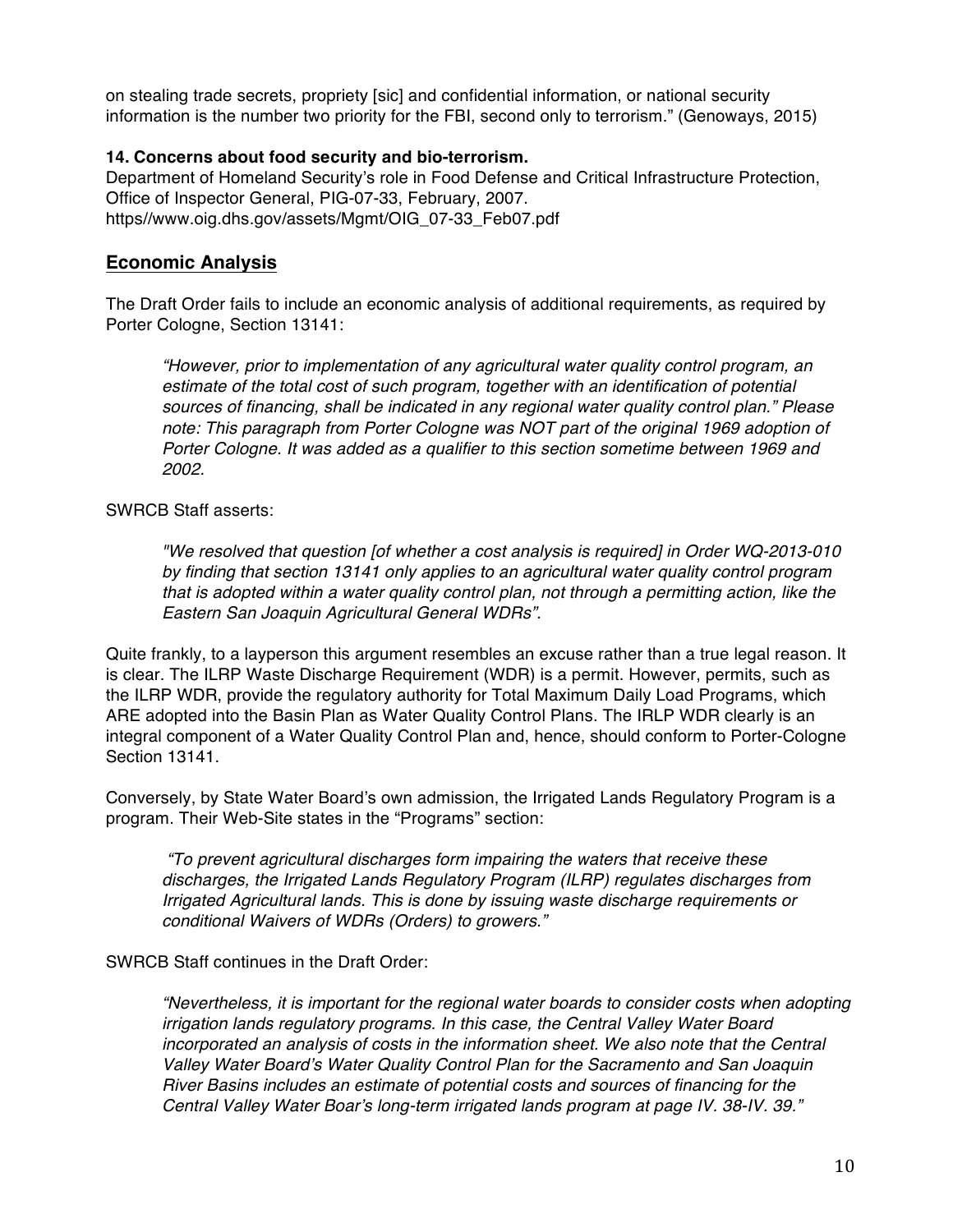on stealing trade secrets, propriety [sic] and confidential information, or national security information is the number two priority for the FBI, second only to terrorism." (Genoways, 2015)

**14. Concerns about food security and bio-terrorism.**
Department of Homeland Security's role in Food Defense and Critical Infrastructure Protection, Office of Inspector General, PIG-07-33, February, 2007.
https//www.oig.dhs.gov/assets/Mgmt/OIG_07-33_Feb07.pdf

## Economic Analysis

The Draft Order fails to include an economic analysis of additional requirements, as required by Porter Cologne, Section 13141:

> *"However, prior to implementation of any agricultural water quality control program, an estimate of the total cost of such program, together with an identification of potential sources of financing, shall be indicated in any regional water quality control plan." Please note: This paragraph from Porter Cologne was NOT part of the original 1969 adoption of Porter Cologne. It was added as a qualifier to this section sometime between 1969 and 2002.*

SWRCB Staff asserts:

> *"We resolved that question [of whether a cost analysis is required] in Order WQ-2013-010 by finding that section 13141 only applies to an agricultural water quality control program that is adopted within a water quality control plan, not through a permitting action, like the Eastern San Joaquin Agricultural General WDRs".*

Quite frankly, to a layperson this argument resembles an excuse rather than a true legal reason. It is clear. The ILRP Waste Discharge Requirement (WDR) is a permit. However, permits, such as the ILRP WDR, provide the regulatory authority for Total Maximum Daily Load Programs, which ARE adopted into the Basin Plan as Water Quality Control Plans. The IRLP WDR clearly is an integral component of a Water Quality Control Plan and, hence, should conform to Porter-Cologne Section 13141.

Conversely, by State Water Board's own admission, the Irrigated Lands Regulatory Program is a program. Their Web-Site states in the "Programs" section:

> *"To prevent agricultural discharges form impairing the waters that receive these discharges, the Irrigated Lands Regulatory Program (ILRP) regulates discharges from Irrigated Agricultural lands. This is done by issuing waste discharge requirements or conditional Waivers of WDRs (Orders) to growers."*

SWRCB Staff continues in the Draft Order:

> *"Nevertheless, it is important for the regional water boards to consider costs when adopting irrigation lands regulatory programs. In this case, the Central Valley Water Board incorporated an analysis of costs in the information sheet. We also note that the Central Valley Water Board's Water Quality Control Plan for the Sacramento and San Joaquin River Basins includes an estimate of potential costs and sources of financing for the Central Valley Water Boar's long-term irrigated lands program at page IV. 38-IV. 39."*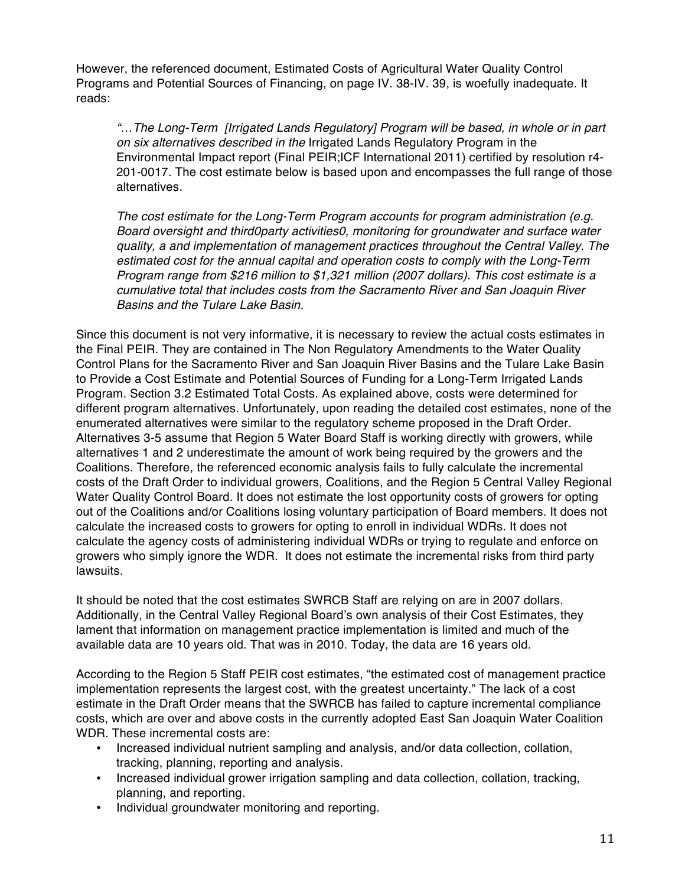However, the referenced document, Estimated Costs of Agricultural Water Quality Control Programs and Potential Sources of Financing, on page IV. 38-IV. 39, is woefully inadequate. It reads:

> *"…The Long-Term [Irrigated Lands Regulatory] Program will be based, in whole or in part on six alternatives described in the* Irrigated Lands Regulatory Program in the Environmental Impact report (Final PEIR;ICF International 2011) certified by resolution r4-201-0017. The cost estimate below is based upon and encompasses the full range of those alternatives.
>
> *The cost estimate for the Long-Term Program accounts for program administration (e.g. Board oversight and third0party activities0, monitoring for groundwater and surface water quality, a and implementation of management practices throughout the Central Valley. The estimated cost for the annual capital and operation costs to comply with the Long-Term Program range from $216 million to $1,321 million (2007 dollars). This cost estimate is a cumulative total that includes costs from the Sacramento River and San Joaquin River Basins and the Tulare Lake Basin.*

Since this document is not very informative, it is necessary to review the actual costs estimates in the Final PEIR. They are contained in The Non Regulatory Amendments to the Water Quality Control Plans for the Sacramento River and San Joaquin River Basins and the Tulare Lake Basin to Provide a Cost Estimate and Potential Sources of Funding for a Long-Term Irrigated Lands Program. Section 3.2 Estimated Total Costs. As explained above, costs were determined for different program alternatives. Unfortunately, upon reading the detailed cost estimates, none of the enumerated alternatives were similar to the regulatory scheme proposed in the Draft Order. Alternatives 3-5 assume that Region 5 Water Board Staff is working directly with growers, while alternatives 1 and 2 underestimate the amount of work being required by the growers and the Coalitions. Therefore, the referenced economic analysis fails to fully calculate the incremental costs of the Draft Order to individual growers, Coalitions, and the Region 5 Central Valley Regional Water Quality Control Board. It does not estimate the lost opportunity costs of growers for opting out of the Coalitions and/or Coalitions losing voluntary participation of Board members. It does not calculate the increased costs to growers for opting to enroll in individual WDRs. It does not calculate the agency costs of administering individual WDRs or trying to regulate and enforce on growers who simply ignore the WDR. It does not estimate the incremental risks from third party lawsuits.

It should be noted that the cost estimates SWRCB Staff are relying on are in 2007 dollars. Additionally, in the Central Valley Regional Board's own analysis of their Cost Estimates, they lament that information on management practice implementation is limited and much of the available data are 10 years old. That was in 2010. Today, the data are 16 years old.

According to the Region 5 Staff PEIR cost estimates, "the estimated cost of management practice implementation represents the largest cost, with the greatest uncertainty." The lack of a cost estimate in the Draft Order means that the SWRCB has failed to capture incremental compliance costs, which are over and above costs in the currently adopted East San Joaquin Water Coalition WDR. These incremental costs are:

- Increased individual nutrient sampling and analysis, and/or data collection, collation, tracking, planning, reporting and analysis.
- Increased individual grower irrigation sampling and data collection, collation, tracking, planning, and reporting.
- Individual groundwater monitoring and reporting.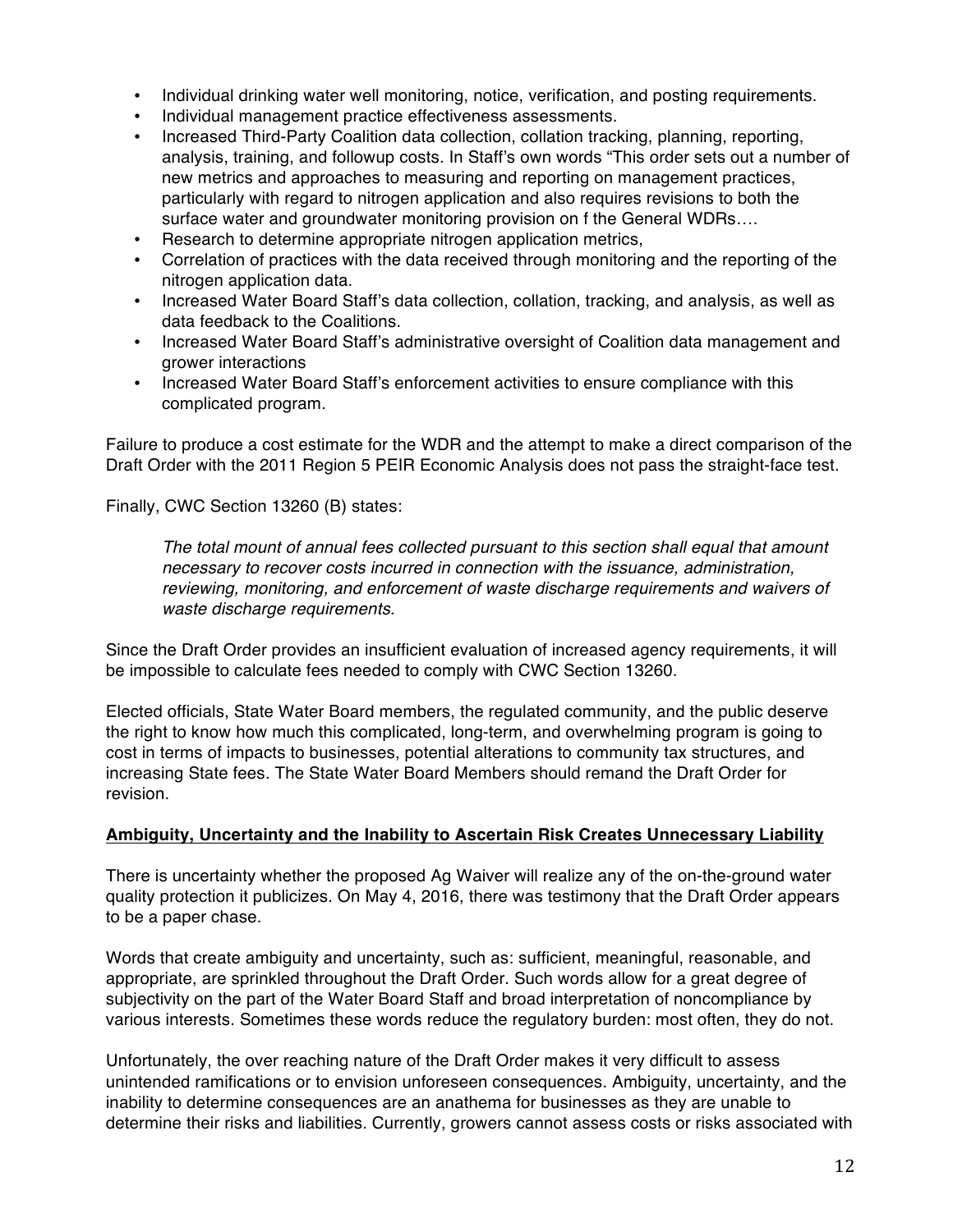- Individual drinking water well monitoring, notice, verification, and posting requirements.
- Individual management practice effectiveness assessments.
- Increased Third-Party Coalition data collection, collation tracking, planning, reporting, analysis, training, and followup costs. In Staff's own words "This order sets out a number of new metrics and approaches to measuring and reporting on management practices, particularly with regard to nitrogen application and also requires revisions to both the surface water and groundwater monitoring provision on f the General WDRs….
- Research to determine appropriate nitrogen application metrics,
- Correlation of practices with the data received through monitoring and the reporting of the nitrogen application data.
- Increased Water Board Staff's data collection, collation, tracking, and analysis, as well as data feedback to the Coalitions.
- Increased Water Board Staff's administrative oversight of Coalition data management and grower interactions
- Increased Water Board Staff's enforcement activities to ensure compliance with this complicated program.

Failure to produce a cost estimate for the WDR and the attempt to make a direct comparison of the Draft Order with the 2011 Region 5 PEIR Economic Analysis does not pass the straight-face test.

Finally, CWC Section 13260 (B) states:

> *The total mount of annual fees collected pursuant to this section shall equal that amount necessary to recover costs incurred in connection with the issuance, administration, reviewing, monitoring, and enforcement of waste discharge requirements and waivers of waste discharge requirements.*

Since the Draft Order provides an insufficient evaluation of increased agency requirements, it will be impossible to calculate fees needed to comply with CWC Section 13260.

Elected officials, State Water Board members, the regulated community, and the public deserve the right to know how much this complicated, long-term, and overwhelming program is going to cost in terms of impacts to businesses, potential alterations to community tax structures, and increasing State fees. The State Water Board Members should remand the Draft Order for revision.

**Ambiguity, Uncertainty and the Inability to Ascertain Risk Creates Unnecessary Liability**

There is uncertainty whether the proposed Ag Waiver will realize any of the on-the-ground water quality protection it publicizes. On May 4, 2016, there was testimony that the Draft Order appears to be a paper chase.

Words that create ambiguity and uncertainty, such as: sufficient, meaningful, reasonable, and appropriate, are sprinkled throughout the Draft Order. Such words allow for a great degree of subjectivity on the part of the Water Board Staff and broad interpretation of noncompliance by various interests. Sometimes these words reduce the regulatory burden: most often, they do not.

Unfortunately, the over reaching nature of the Draft Order makes it very difficult to assess unintended ramifications or to envision unforeseen consequences. Ambiguity, uncertainty, and the inability to determine consequences are an anathema for businesses as they are unable to determine their risks and liabilities. Currently, growers cannot assess costs or risks associated with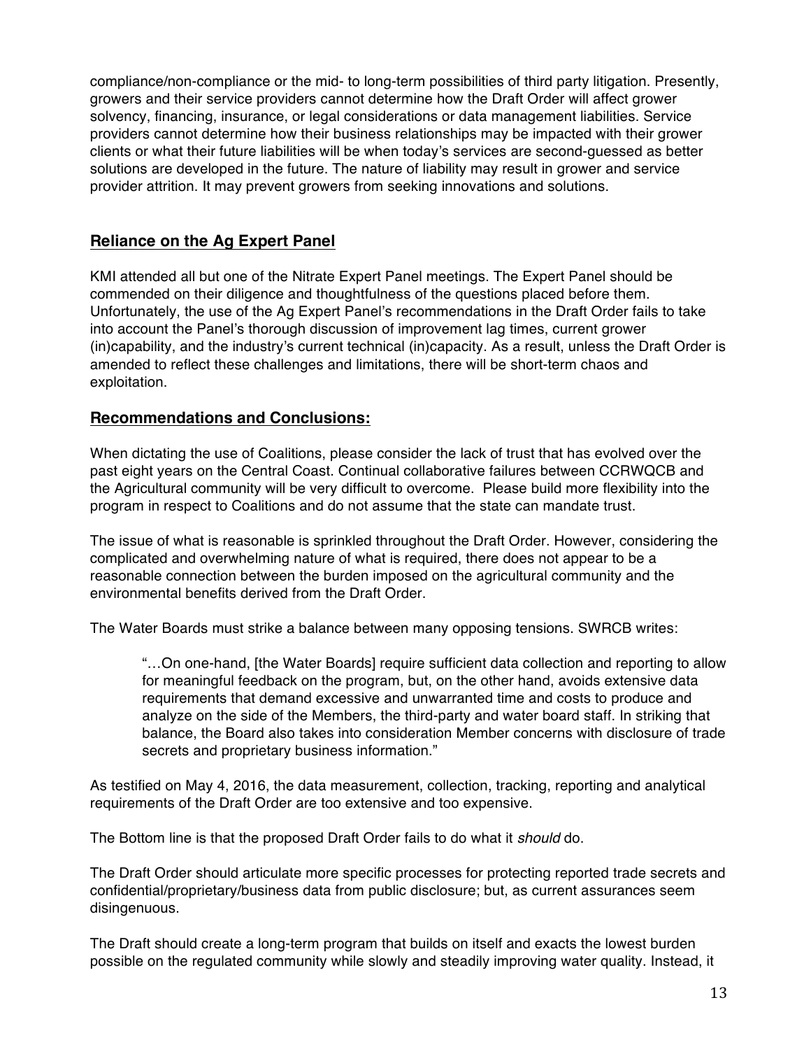compliance/non-compliance or the mid- to long-term possibilities of third party litigation. Presently, growers and their service providers cannot determine how the Draft Order will affect grower solvency, financing, insurance, or legal considerations or data management liabilities. Service providers cannot determine how their business relationships may be impacted with their grower clients or what their future liabilities will be when today's services are second-guessed as better solutions are developed in the future. The nature of liability may result in grower and service provider attrition. It may prevent growers from seeking innovations and solutions.

## **Reliance on the Ag Expert Panel**

KMI attended all but one of the Nitrate Expert Panel meetings. The Expert Panel should be commended on their diligence and thoughtfulness of the questions placed before them. Unfortunately, the use of the Ag Expert Panel's recommendations in the Draft Order fails to take into account the Panel's thorough discussion of improvement lag times, current grower (in)capability, and the industry's current technical (in)capacity. As a result, unless the Draft Order is amended to reflect these challenges and limitations, there will be short-term chaos and exploitation.

## **Recommendations and Conclusions:**

When dictating the use of Coalitions, please consider the lack of trust that has evolved over the past eight years on the Central Coast. Continual collaborative failures between CCRWQCB and the Agricultural community will be very difficult to overcome. Please build more flexibility into the program in respect to Coalitions and do not assume that the state can mandate trust.

The issue of what is reasonable is sprinkled throughout the Draft Order. However, considering the complicated and overwhelming nature of what is required, there does not appear to be a reasonable connection between the burden imposed on the agricultural community and the environmental benefits derived from the Draft Order.

The Water Boards must strike a balance between many opposing tensions. SWRCB writes:

> "…On one-hand, [the Water Boards] require sufficient data collection and reporting to allow for meaningful feedback on the program, but, on the other hand, avoids extensive data requirements that demand excessive and unwarranted time and costs to produce and analyze on the side of the Members, the third-party and water board staff. In striking that balance, the Board also takes into consideration Member concerns with disclosure of trade secrets and proprietary business information."

As testified on May 4, 2016, the data measurement, collection, tracking, reporting and analytical requirements of the Draft Order are too extensive and too expensive.

The Bottom line is that the proposed Draft Order fails to do what it *should* do.

The Draft Order should articulate more specific processes for protecting reported trade secrets and confidential/proprietary/business data from public disclosure; but, as current assurances seem disingenuous.

The Draft should create a long-term program that builds on itself and exacts the lowest burden possible on the regulated community while slowly and steadily improving water quality. Instead, it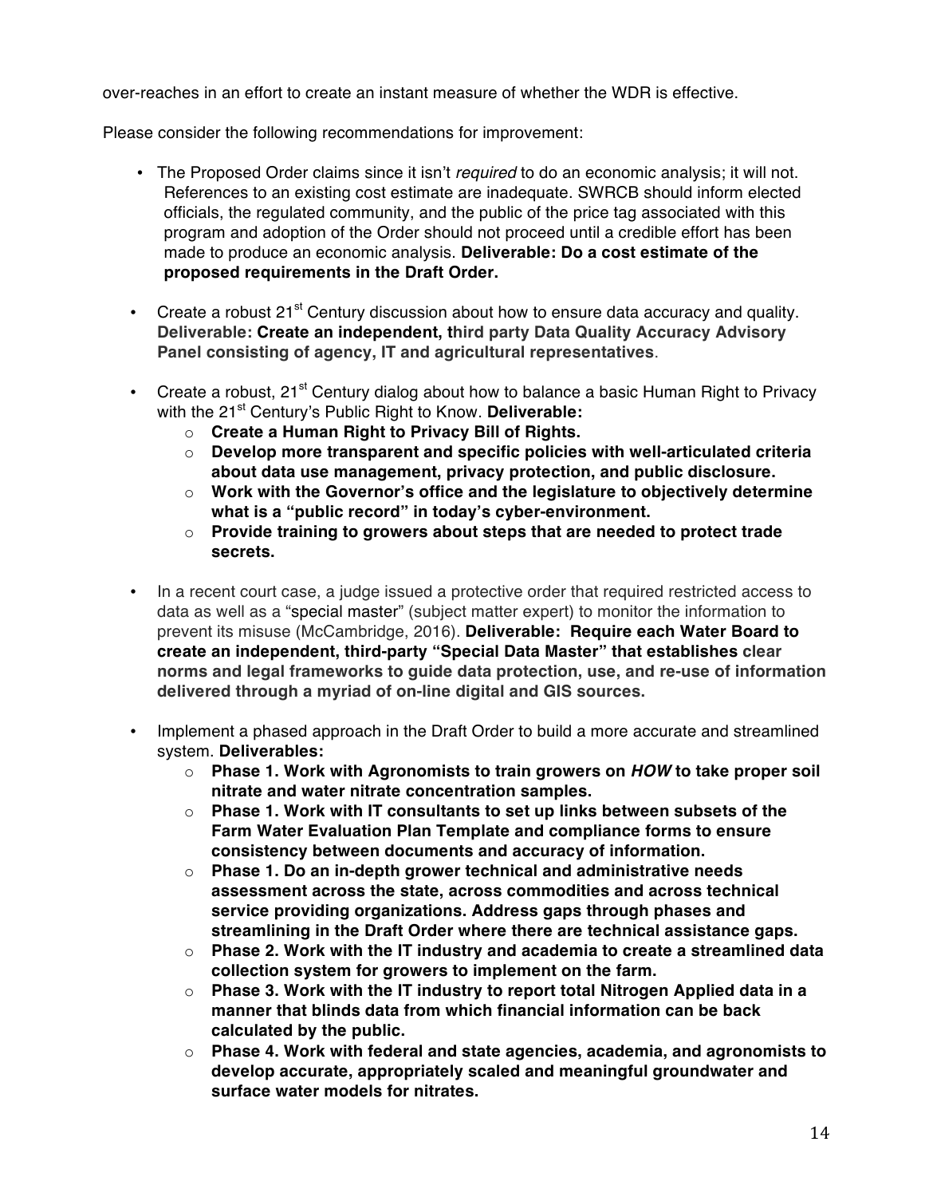over-reaches in an effort to create an instant measure of whether the WDR is effective.

Please consider the following recommendations for improvement:

- The Proposed Order claims since it isn't *required* to do an economic analysis; it will not. References to an existing cost estimate are inadequate. SWRCB should inform elected officials, the regulated community, and the public of the price tag associated with this program and adoption of the Order should not proceed until a credible effort has been made to produce an economic analysis. **Deliverable: Do a cost estimate of the proposed requirements in the Draft Order.**

- Create a robust 21st Century discussion about how to ensure data accuracy and quality. **Deliverable: Create an independent, third party Data Quality Accuracy Advisory Panel consisting of agency, IT and agricultural representatives**.

- Create a robust, 21st Century dialog about how to balance a basic Human Right to Privacy with the 21st Century's Public Right to Know. **Deliverable:**
  - **Create a Human Right to Privacy Bill of Rights.**
  - **Develop more transparent and specific policies with well-articulated criteria about data use management, privacy protection, and public disclosure.**
  - **Work with the Governor's office and the legislature to objectively determine what is a "public record" in today's cyber-environment.**
  - **Provide training to growers about steps that are needed to protect trade secrets.**

- In a recent court case, a judge issued a protective order that required restricted access to data as well as a "special master" (subject matter expert) to monitor the information to prevent its misuse (McCambridge, 2016). **Deliverable: Require each Water Board to create an independent, third-party "Special Data Master" that establishes clear norms and legal frameworks to guide data protection, use, and re-use of information delivered through a myriad of on-line digital and GIS sources.**

- Implement a phased approach in the Draft Order to build a more accurate and streamlined system. **Deliverables:**
  - **Phase 1. Work with Agronomists to train growers on *HOW* to take proper soil nitrate and water nitrate concentration samples.**
  - **Phase 1. Work with IT consultants to set up links between subsets of the Farm Water Evaluation Plan Template and compliance forms to ensure consistency between documents and accuracy of information.**
  - **Phase 1. Do an in-depth grower technical and administrative needs assessment across the state, across commodities and across technical service providing organizations. Address gaps through phases and streamlining in the Draft Order where there are technical assistance gaps.**
  - **Phase 2. Work with the IT industry and academia to create a streamlined data collection system for growers to implement on the farm.**
  - **Phase 3. Work with the IT industry to report total Nitrogen Applied data in a manner that blinds data from which financial information can be back calculated by the public.**
  - **Phase 4. Work with federal and state agencies, academia, and agronomists to develop accurate, appropriately scaled and meaningful groundwater and surface water models for nitrates.**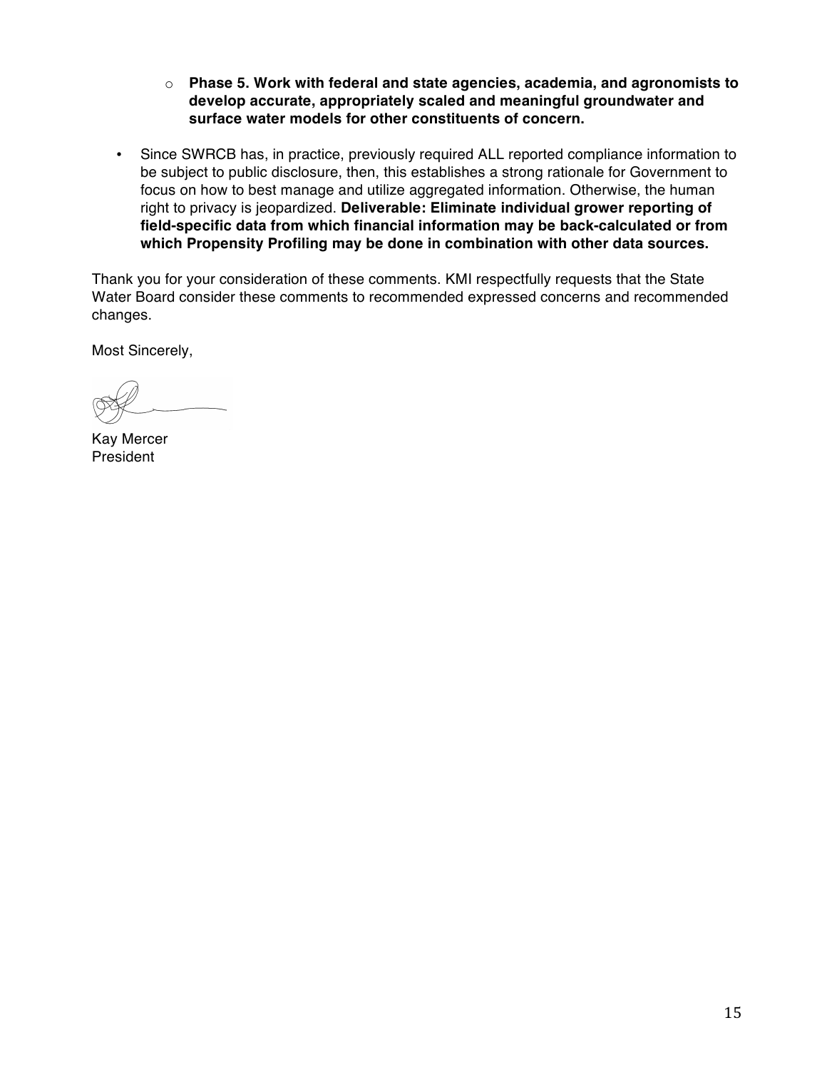- **Phase 5. Work with federal and state agencies, academia, and agronomists to develop accurate, appropriately scaled and meaningful groundwater and surface water models for other constituents of concern.**

- Since SWRCB has, in practice, previously required ALL reported compliance information to be subject to public disclosure, then, this establishes a strong rationale for Government to focus on how to best manage and utilize aggregated information. Otherwise, the human right to privacy is jeopardized. **Deliverable: Eliminate individual grower reporting of field-specific data from which financial information may be back-calculated or from which Propensity Profiling may be done in combination with other data sources.**

Thank you for your consideration of these comments. KMI respectfully requests that the State Water Board consider these comments to recommended expressed concerns and recommended changes.

Most Sincerely,

Kay Mercer
President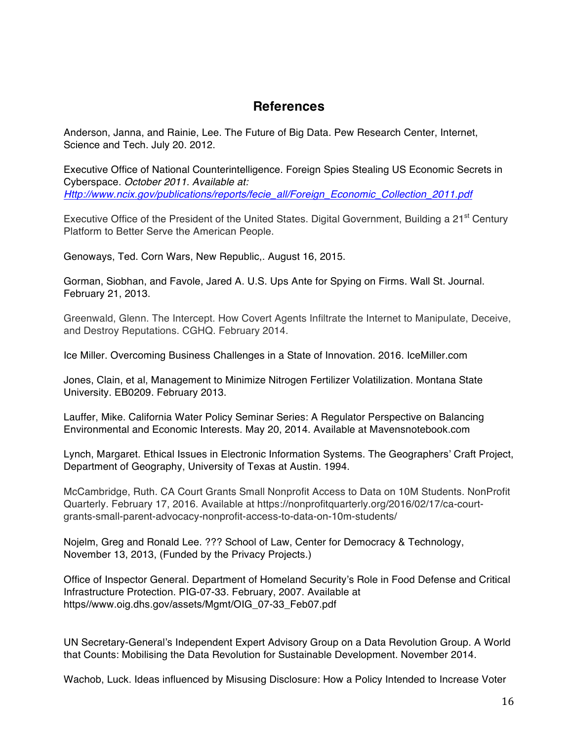## References

Anderson, Janna, and Rainie, Lee. The Future of Big Data. Pew Research Center, Internet, Science and Tech. July 20. 2012.

Executive Office of National Counterintelligence. Foreign Spies Stealing US Economic Secrets in Cyberspace. *October 2011. Available at: [Http://www.ncix.gov/publications/reports/fecie_all/Foreign_Economic_Collection_2011.pdf](Http://www.ncix.gov/publications/reports/fecie_all/Foreign_Economic_Collection_2011.pdf)*

Executive Office of the President of the United States. Digital Government, Building a 21st Century Platform to Better Serve the American People.

Genoways, Ted. Corn Wars, New Republic,. August 16, 2015.

Gorman, Siobhan, and Favole, Jared A. U.S. Ups Ante for Spying on Firms. Wall St. Journal. February 21, 2013.

Greenwald, Glenn. The Intercept. How Covert Agents Infiltrate the Internet to Manipulate, Deceive, and Destroy Reputations. CGHQ. February 2014.

Ice Miller. Overcoming Business Challenges in a State of Innovation. 2016. IceMiller.com

Jones, Clain, et al, Management to Minimize Nitrogen Fertilizer Volatilization. Montana State University. EB0209. February 2013.

Lauffer, Mike. California Water Policy Seminar Series: A Regulator Perspective on Balancing Environmental and Economic Interests. May 20, 2014. Available at Mavensnotebook.com

Lynch, Margaret. Ethical Issues in Electronic Information Systems. The Geographers' Craft Project, Department of Geography, University of Texas at Austin. 1994.

McCambridge, Ruth. CA Court Grants Small Nonprofit Access to Data on 10M Students. NonProfit Quarterly. February 17, 2016. Available at https://nonprofitquarterly.org/2016/02/17/ca-court-grants-small-parent-advocacy-nonprofit-access-to-data-on-10m-students/

Nojelm, Greg and Ronald Lee. ??? School of Law, Center for Democracy & Technology, November 13, 2013, (Funded by the Privacy Projects.)

Office of Inspector General. Department of Homeland Security's Role in Food Defense and Critical Infrastructure Protection. PIG-07-33. February, 2007. Available at https//www.oig.dhs.gov/assets/Mgmt/OIG_07-33_Feb07.pdf

UN Secretary-General's Independent Expert Advisory Group on a Data Revolution Group. A World that Counts: Mobilising the Data Revolution for Sustainable Development. November 2014.

Wachob, Luck. Ideas influenced by Misusing Disclosure: How a Policy Intended to Increase Voter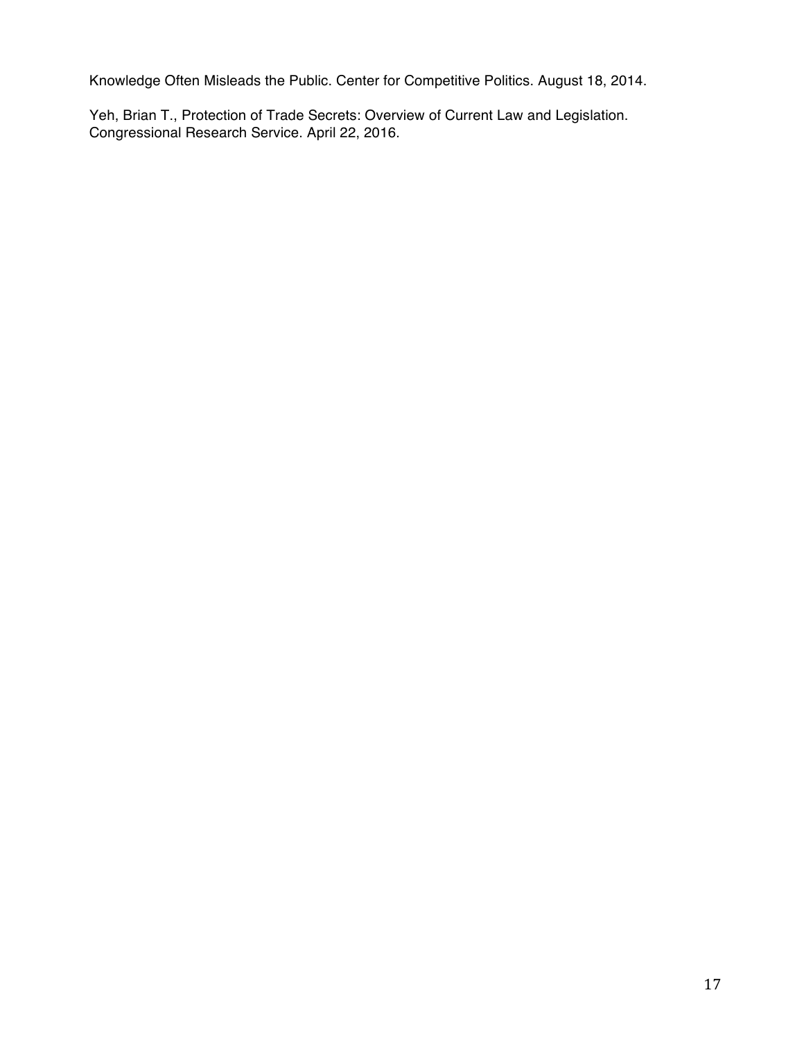Knowledge Often Misleads the Public. Center for Competitive Politics. August 18, 2014.

Yeh, Brian T., Protection of Trade Secrets: Overview of Current Law and Legislation. Congressional Research Service. April 22, 2016.